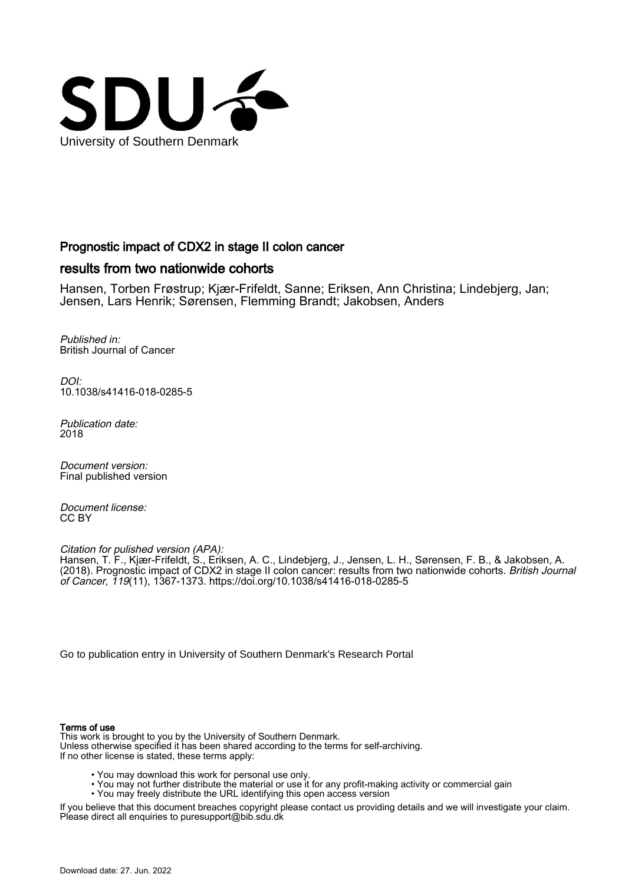University of Southern Denmark

# Prognostic impact of CDX2 in stage II colon cancer

## results from two nationwide cohorts

Hansen, Torben Frøstrup; Kjær-Frifeldt, Sanne; Eriksen, Ann Christina; Lindebjerg, Jan; Jensen, Lars Henrik; Sørensen, Flemming Brandt; Jakobsen, Anders

*Published in:*
British Journal of Cancer

*DOI:*
10.1038/s41416-018-0285-5

*Publication date:*
2018

*Document version:*
Final published version

*Document license:*
CC BY

*Citation for pulished version (APA):*
Hansen, T. F., Kjær-Frifeldt, S., Eriksen, A. C., Lindebjerg, J., Jensen, L. H., Sørensen, F. B., & Jakobsen, A. (2018). Prognostic impact of CDX2 in stage II colon cancer: results from two nationwide cohorts. *British Journal of Cancer*, *119*(11), 1367-1373. https://doi.org/10.1038/s41416-018-0285-5

Go to publication entry in University of Southern Denmark's Research Portal

**Terms of use**
This work is brought to you by the University of Southern Denmark.
Unless otherwise specified it has been shared according to the terms for self-archiving.
If no other license is stated, these terms apply:

- You may download this work for personal use only.
- You may not further distribute the material or use it for any profit-making activity or commercial gain
- You may freely distribute the URL identifying this open access version

If you believe that this document breaches copyright please contact us providing details and we will investigate your claim.
Please direct all enquiries to puresupport@bib.sdu.dk

Download date: 27. Jun. 2022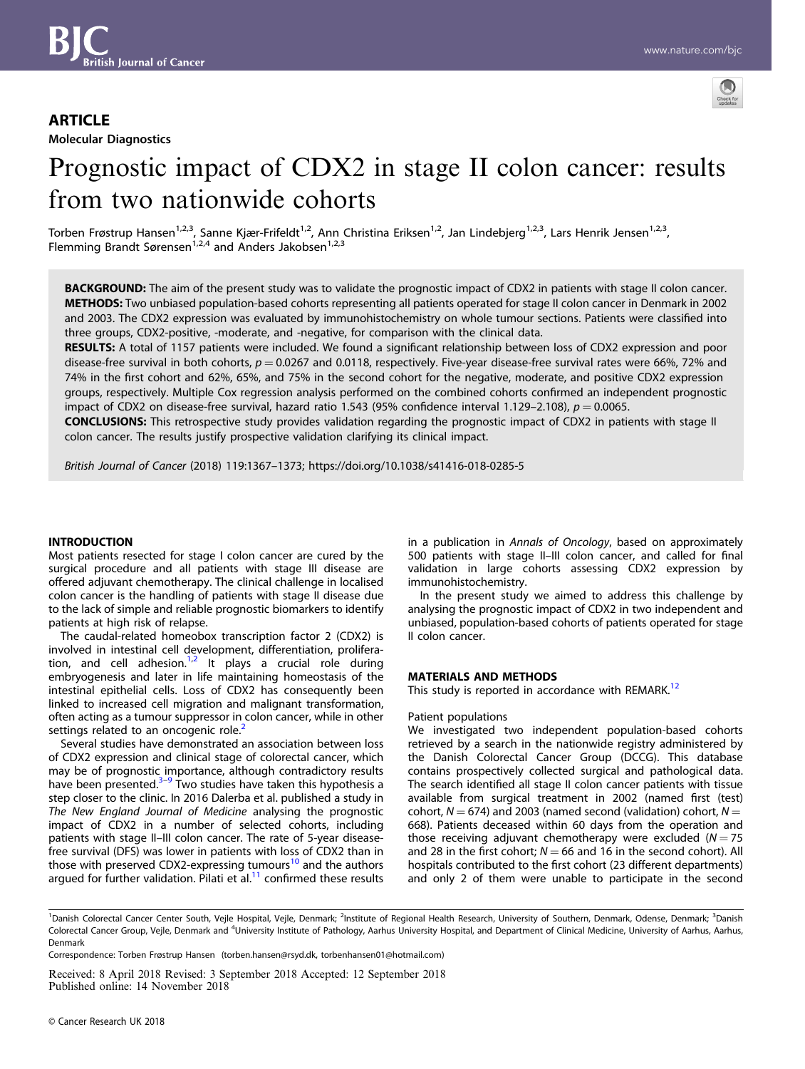## ARTICLE

**Molecular Diagnostics**

# Prognostic impact of CDX2 in stage II colon cancer: results from two nationwide cohorts

Torben Frøstrup Hansen[1,2,3], Sanne Kjær-Frifeldt[1,2], Ann Christina Eriksen[1,2], Jan Lindebjerg[1,2,3], Lars Henrik Jensen[1,2,3], Flemming Brandt Sørensen[1,2,4] and Anders Jakobsen[1,2,3]

**BACKGROUND:** The aim of the present study was to validate the prognostic impact of CDX2 in patients with stage II colon cancer.
**METHODS:** Two unbiased population-based cohorts representing all patients operated for stage II colon cancer in Denmark in 2002 and 2003. The CDX2 expression was evaluated by immunohistochemistry on whole tumour sections. Patients were classified into three groups, CDX2-positive, -moderate, and -negative, for comparison with the clinical data.
**RESULTS:** A total of 1157 patients were included. We found a significant relationship between loss of CDX2 expression and poor disease-free survival in both cohorts, $p = 0.0267$ and $0.0118$, respectively. Five-year disease-free survival rates were 66%, 72% and 74% in the first cohort and 62%, 65%, and 75% in the second cohort for the negative, moderate, and positive CDX2 expression groups, respectively. Multiple Cox regression analysis performed on the combined cohorts confirmed an independent prognostic impact of CDX2 on disease-free survival, hazard ratio 1.543 (95% confidence interval 1.129–2.108), $p = 0.0065$.
**CONCLUSIONS:** This retrospective study provides validation regarding the prognostic impact of CDX2 in patients with stage II colon cancer. The results justify prospective validation clarifying its clinical impact.

*British Journal of Cancer* (2018) 119:1367–1373; https://doi.org/10.1038/s41416-018-0285-5

## INTRODUCTION

Most patients resected for stage I colon cancer are cured by the surgical procedure and all patients with stage III disease are offered adjuvant chemotherapy. The clinical challenge in localised colon cancer is the handling of patients with stage II disease due to the lack of simple and reliable prognostic biomarkers to identify patients at high risk of relapse.

The caudal-related homeobox transcription factor 2 (CDX2) is involved in intestinal cell development, differentiation, proliferation, and cell adhesion.[1,2] It plays a crucial role during embryogenesis and later in life maintaining homeostasis of the intestinal epithelial cells. Loss of CDX2 has consequently been linked to increased cell migration and malignant transformation, often acting as a tumour suppressor in colon cancer, while in other settings related to an oncogenic role.[2]

Several studies have demonstrated an association between loss of CDX2 expression and clinical stage of colorectal cancer, which may be of prognostic importance, although contradictory results have been presented.[3–9] Two studies have taken this hypothesis a step closer to the clinic. In 2016 Dalerba et al. published a study in *The New England Journal of Medicine* analysing the prognostic impact of CDX2 in a number of selected cohorts, including patients with stage II–III colon cancer. The rate of 5-year disease-free survival (DFS) was lower in patients with loss of CDX2 than in those with preserved CDX2-expressing tumours[10] and the authors argued for further validation. Pilati et al.[11] confirmed these results in a publication in *Annals of Oncology*, based on approximately 500 patients with stage II–III colon cancer, and called for final validation in large cohorts assessing CDX2 expression by immunohistochemistry.

In the present study we aimed to address this challenge by analysing the prognostic impact of CDX2 in two independent and unbiased, population-based cohorts of patients operated for stage II colon cancer.

## MATERIALS AND METHODS

This study is reported in accordance with REMARK.[12]

### Patient populations

We investigated two independent population-based cohorts retrieved by a search in the nationwide registry administered by the Danish Colorectal Cancer Group (DCCG). This database contains prospectively collected surgical and pathological data. The search identified all stage II colon cancer patients with tissue available from surgical treatment in 2002 (named first (test) cohort, $N = 674$) and 2003 (named second (validation) cohort, $N = 668$). Patients deceased within 60 days from the operation and those receiving adjuvant chemotherapy were excluded ($N = 75$ and 28 in the first cohort; $N = 66$ and 16 in the second cohort). All hospitals contributed to the first cohort (23 different departments) and only 2 of them were unable to participate in the second

[1]Danish Colorectal Cancer Center South, Vejle Hospital, Vejle, Denmark; [2]Institute of Regional Health Research, University of Southern, Denmark, Odense, Denmark; [3]Danish Colorectal Cancer Group, Vejle, Denmark and [4]University Institute of Pathology, Aarhus University Hospital, and Department of Clinical Medicine, University of Aarhus, Aarhus, Denmark

Correspondence: Torben Frøstrup Hansen (torben.hansen@rsyd.dk, torbenhansen01@hotmail.com)

Received: 8 April 2018 Revised: 3 September 2018 Accepted: 12 September 2018
Published online: 14 November 2018

© Cancer Research UK 2018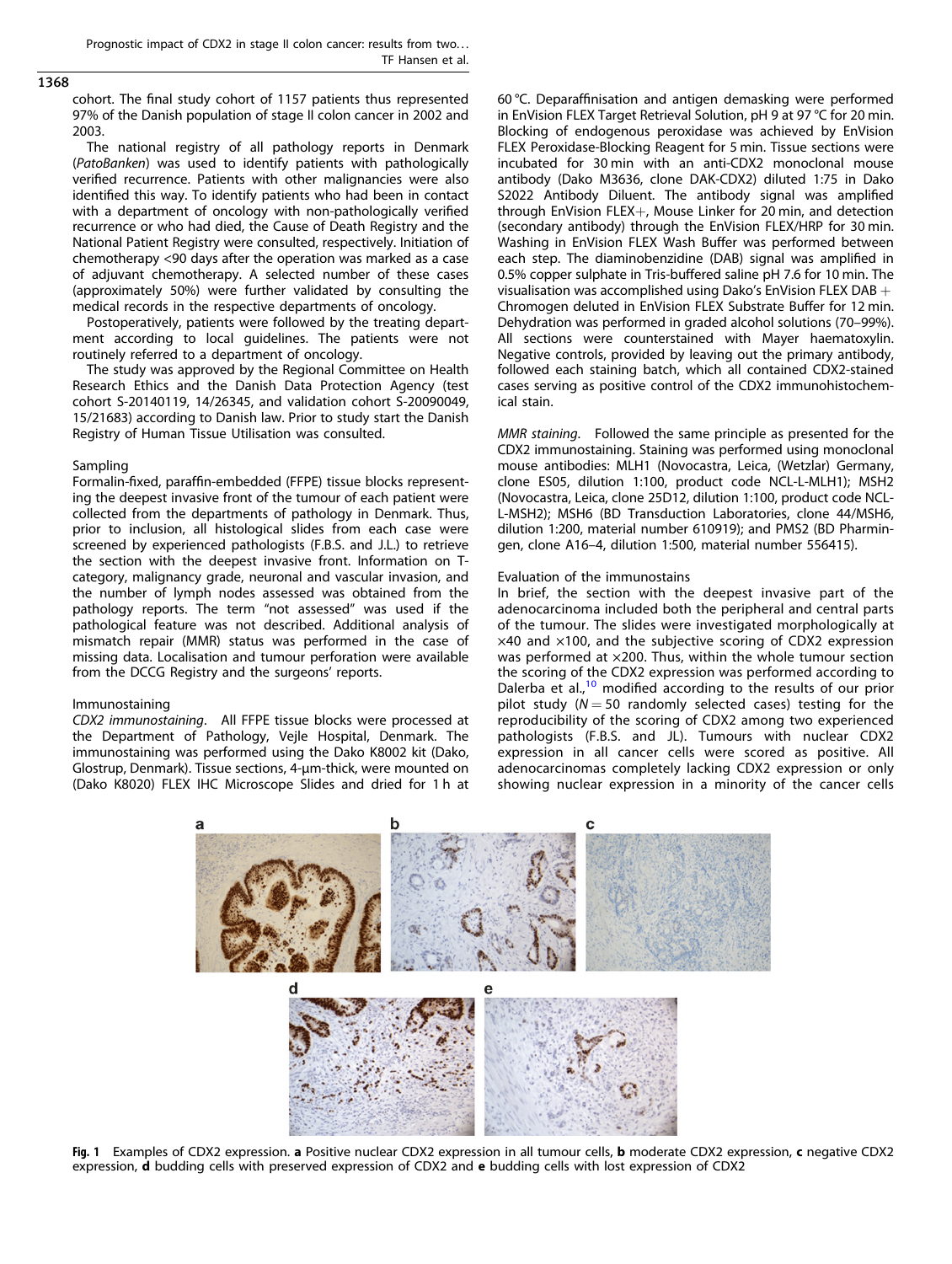cohort. The final study cohort of 1157 patients thus represented 97% of the Danish population of stage II colon cancer in 2002 and 2003.

The national registry of all pathology reports in Denmark (*PatoBanken*) was used to identify patients with pathologically verified recurrence. Patients with other malignancies were also identified this way. To identify patients who had been in contact with a department of oncology with non-pathologically verified recurrence or who had died, the Cause of Death Registry and the National Patient Registry were consulted, respectively. Initiation of chemotherapy <90 days after the operation was marked as a case of adjuvant chemotherapy. A selected number of these cases (approximately 50%) were further validated by consulting the medical records in the respective departments of oncology.

Postoperatively, patients were followed by the treating department according to local guidelines. The patients were not routinely referred to a department of oncology.

The study was approved by the Regional Committee on Health Research Ethics and the Danish Data Protection Agency (test cohort S-20140119, 14/26345, and validation cohort S-20090049, 15/21683) according to Danish law. Prior to study start the Danish Registry of Human Tissue Utilisation was consulted.

### Sampling

Formalin-fixed, paraffin-embedded (FFPE) tissue blocks representing the deepest invasive front of the tumour of each patient were collected from the departments of pathology in Denmark. Thus, prior to inclusion, all histological slides from each case were screened by experienced pathologists (F.B.S. and J.L.) to retrieve the section with the deepest invasive front. Information on T-category, malignancy grade, neuronal and vascular invasion, and the number of lymph nodes assessed was obtained from the pathology reports. The term "not assessed" was used if the pathological feature was not described. Additional analysis of mismatch repair (MMR) status was performed in the case of missing data. Localisation and tumour perforation were available from the DCCG Registry and the surgeons' reports.

### Immunostaining

*CDX2 immunostaining*. All FFPE tissue blocks were processed at the Department of Pathology, Vejle Hospital, Denmark. The immunostaining was performed using the Dako K8002 kit (Dako, Glostrup, Denmark). Tissue sections, 4-µm-thick, were mounted on (Dako K8020) FLEX IHC Microscope Slides and dried for 1 h at 60 °C. Deparaffinisation and antigen demasking were performed in EnVision FLEX Target Retrieval Solution, pH 9 at 97 °C for 20 min. Blocking of endogenous peroxidase was achieved by EnVision FLEX Peroxidase-Blocking Reagent for 5 min. Tissue sections were incubated for 30 min with an anti-CDX2 monoclonal mouse antibody (Dako M3636, clone DAK-CDX2) diluted 1:75 in Dako S2022 Antibody Diluent. The antibody signal was amplified through EnVision FLEX+, Mouse Linker for 20 min, and detection (secondary antibody) through the EnVision FLEX/HRP for 30 min. Washing in EnVision FLEX Wash Buffer was performed between each step. The diaminobenzidine (DAB) signal was amplified in 0.5% copper sulphate in Tris-buffered saline pH 7.6 for 10 min. The visualisation was accomplished using Dako's EnVision FLEX DAB + Chromogen deluted in EnVision FLEX Substrate Buffer for 12 min. Dehydration was performed in graded alcohol solutions (70–99%). All sections were counterstained with Mayer haematoxylin. Negative controls, provided by leaving out the primary antibody, followed each staining batch, which all contained CDX2-stained cases serving as positive control of the CDX2 immunohistochemical stain.

*MMR staining*. Followed the same principle as presented for the CDX2 immunostaining. Staining was performed using monoclonal mouse antibodies: MLH1 (Novocastra, Leica, (Wetzlar) Germany, clone ES05, dilution 1:100, product code NCL-L-MLH1); MSH2 (Novocastra, Leica, clone 25D12, dilution 1:100, product code NCL-L-MSH2); MSH6 (BD Transduction Laboratories, clone 44/MSH6, dilution 1:200, material number 610919); and PMS2 (BD Pharmingen, clone A16–4, dilution 1:500, material number 556415).

### Evaluation of the immunostains

In brief, the section with the deepest invasive part of the adenocarcinoma included both the peripheral and central parts of the tumour. The slides were investigated morphologically at ×40 and ×100, and the subjective scoring of CDX2 expression was performed at ×200. Thus, within the whole tumour section the scoring of the CDX2 expression was performed according to Dalerba et al.,[10] modified according to the results of our prior pilot study ($N = 50$ randomly selected cases) testing for the reproducibility of the scoring of CDX2 among two experienced pathologists (F.B.S. and JL). Tumours with nuclear CDX2 expression in all cancer cells were scored as positive. All adenocarcinomas completely lacking CDX2 expression or only showing nuclear expression in a minority of the cancer cells

**Fig. 1** Examples of CDX2 expression. **a** Positive nuclear CDX2 expression in all tumour cells, **b** moderate CDX2 expression, **c** negative CDX2 expression, **d** budding cells with preserved expression of CDX2 and **e** budding cells with lost expression of CDX2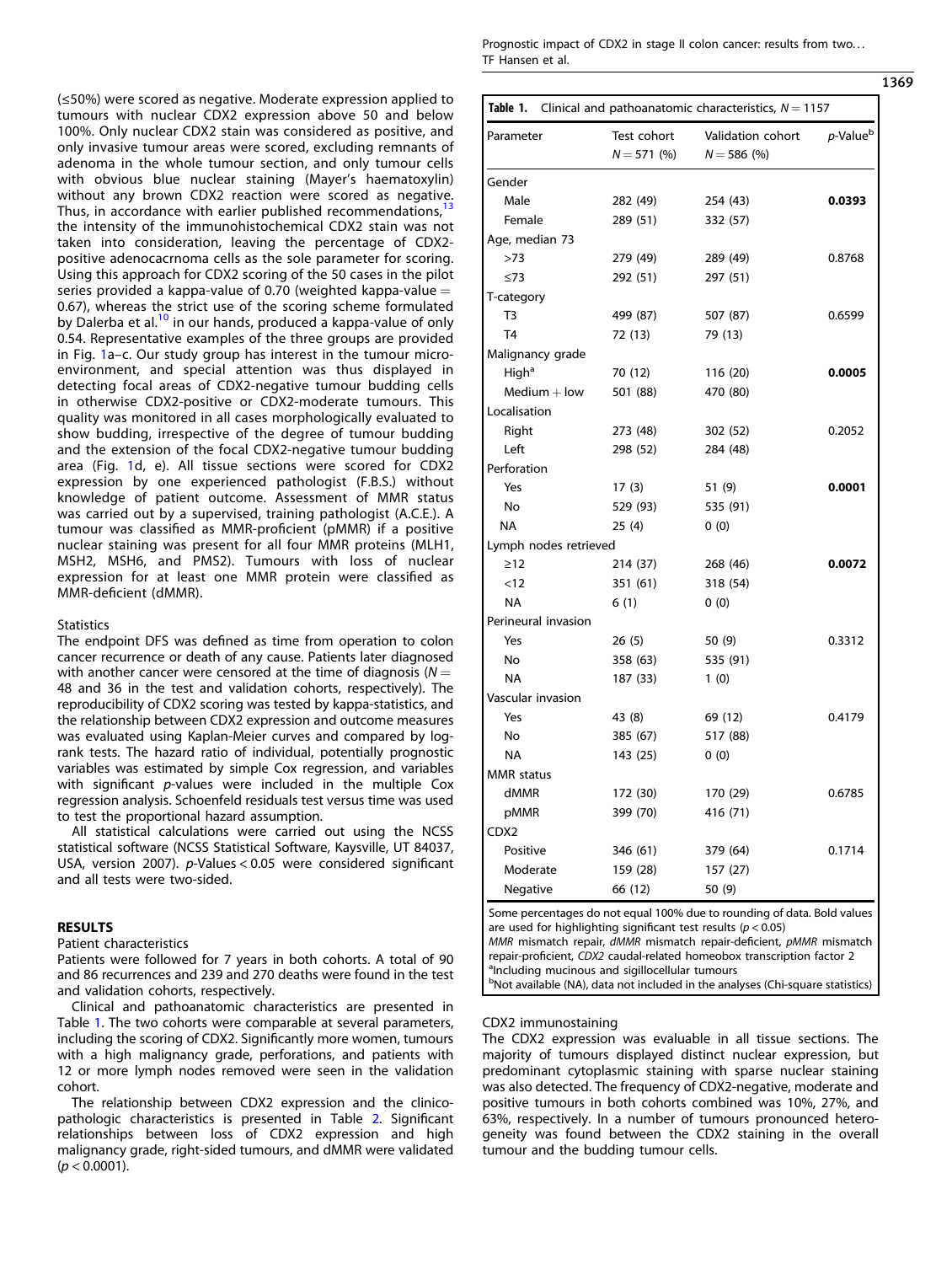(≤50%) were scored as negative. Moderate expression applied to tumours with nuclear CDX2 expression above 50 and below 100%. Only nuclear CDX2 stain was considered as positive, and only invasive tumour areas were scored, excluding remnants of adenoma in the whole tumour section, and only tumour cells with obvious blue nuclear staining (Mayer's haematoxylin) without any brown CDX2 reaction were scored as negative. Thus, in accordance with earlier published recommendations,[13] the intensity of the immunohistochemical CDX2 stain was not taken into consideration, leaving the percentage of CDX2-positive adenocacrnoma cells as the sole parameter for scoring. Using this approach for CDX2 scoring of the 50 cases in the pilot series provided a kappa-value of 0.70 (weighted kappa-value = 0.67), whereas the strict use of the scoring scheme formulated by Dalerba et al.[10] in our hands, produced a kappa-value of only 0.54. Representative examples of the three groups are provided in Fig. 1a–c. Our study group has interest in the tumour microenvironment, and special attention was thus displayed in detecting focal areas of CDX2-negative tumour budding cells in otherwise CDX2-positive or CDX2-moderate tumours. This quality was monitored in all cases morphologically evaluated to show budding, irrespective of the degree of tumour budding and the extension of the focal CDX2-negative tumour budding area (Fig. 1d, e). All tissue sections were scored for CDX2 expression by one experienced pathologist (F.B.S.) without knowledge of patient outcome. Assessment of MMR status was carried out by a supervised, training pathologist (A.C.E.). A tumour was classified as MMR-proficient (pMMR) if a positive nuclear staining was present for all four MMR proteins (MLH1, MSH2, MSH6, and PMS2). Tumours with loss of nuclear expression for at least one MMR protein were classified as MMR-deficient (dMMR).

### Statistics

The endpoint DFS was defined as time from operation to colon cancer recurrence or death of any cause. Patients later diagnosed with another cancer were censored at the time of diagnosis ($N$ = 48 and 36 in the test and validation cohorts, respectively). The reproducibility of CDX2 scoring was tested by kappa-statistics, and the relationship between CDX2 expression and outcome measures was evaluated using Kaplan-Meier curves and compared by log-rank tests. The hazard ratio of individual, potentially prognostic variables was estimated by simple Cox regression, and variables with significant $p$-values were included in the multiple Cox regression analysis. Schoenfeld residuals test versus time was used to test the proportional hazard assumption.

All statistical calculations were carried out using the NCSS statistical software (NCSS Statistical Software, Kaysville, UT 84037, USA, version 2007). $p$-Values < 0.05 were considered significant and all tests were two-sided.

## RESULTS

### Patient characteristics

Patients were followed for 7 years in both cohorts. A total of 90 and 86 recurrences and 239 and 270 deaths were found in the test and validation cohorts, respectively.

Clinical and pathoanatomic characteristics are presented in Table 1. The two cohorts were comparable at several parameters, including the scoring of CDX2. Significantly more women, tumours with a high malignancy grade, perforations, and patients with 12 or more lymph nodes removed were seen in the validation cohort.

The relationship between CDX2 expression and the clinicopathologic characteristics is presented in Table 2. Significant relationships between loss of CDX2 expression and high malignancy grade, right-sided tumours, and dMMR were validated ($p$ < 0.0001).

**Table 1.** Clinical and pathoanatomic characteristics, $N$ = 1157

| Parameter | Test cohort $N$ = 571 (%) | Validation cohort $N$ = 586 (%) | $p$-Value[b] |
|---|---|---|---|
| Gender | | | |
| Male | 282 (49) | 254 (43) | **0.0393** |
| Female | 289 (51) | 332 (57) | |
| Age, median 73 | | | |
| >73 | 279 (49) | 289 (49) | 0.8768 |
| ≤73 | 292 (51) | 297 (51) | |
| T-category | | | |
| T3 | 499 (87) | 507 (87) | 0.6599 |
| T4 | 72 (13) | 79 (13) | |
| Malignancy grade | | | |
| High[a] | 70 (12) | 116 (20) | **0.0005** |
| Medium + low | 501 (88) | 470 (80) | |
| Localisation | | | |
| Right | 273 (48) | 302 (52) | 0.2052 |
| Left | 298 (52) | 284 (48) | |
| Perforation | | | |
| Yes | 17 (3) | 51 (9) | **0.0001** |
| No | 529 (93) | 535 (91) | |
| NA | 25 (4) | 0 (0) | |
| Lymph nodes retrieved | | | |
| ≥12 | 214 (37) | 268 (46) | **0.0072** |
| <12 | 351 (61) | 318 (54) | |
| NA | 6 (1) | 0 (0) | |
| Perineural invasion | | | |
| Yes | 26 (5) | 50 (9) | 0.3312 |
| No | 358 (63) | 535 (91) | |
| NA | 187 (33) | 1 (0) | |
| Vascular invasion | | | |
| Yes | 43 (8) | 69 (12) | 0.4179 |
| No | 385 (67) | 517 (88) | |
| NA | 143 (25) | 0 (0) | |
| MMR status | | | |
| dMMR | 172 (30) | 170 (29) | 0.6785 |
| pMMR | 399 (70) | 416 (71) | |
| CDX2 | | | |
| Positive | 346 (61) | 379 (64) | 0.1714 |
| Moderate | 159 (28) | 157 (27) | |
| Negative | 66 (12) | 50 (9) | |

Some percentages do not equal 100% due to rounding of data. Bold values are used for highlighting significant test results ($p$ < 0.05)

*MMR* mismatch repair, *dMMR* mismatch repair-deficient, *pMMR* mismatch repair-proficient, *CDX2* caudal-related homeobox transcription factor 2

[a]Including mucinous and sigillocellular tumours

[b]Not available (NA), data not included in the analyses (Chi-square statistics)

### CDX2 immunostaining

The CDX2 expression was evaluable in all tissue sections. The majority of tumours displayed distinct nuclear expression, but predominant cytoplasmic staining with sparse nuclear staining was also detected. The frequency of CDX2-negative, moderate and positive tumours in both cohorts combined was 10%, 27%, and 63%, respectively. In a number of tumours pronounced heterogeneity was found between the CDX2 staining in the overall tumour and the budding tumour cells.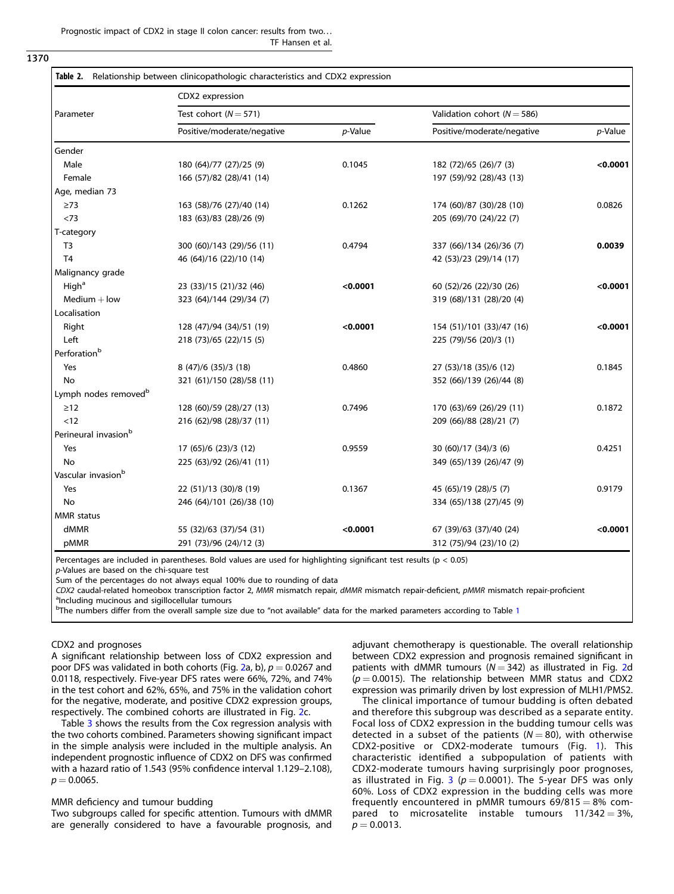**Table 2.** Relationship between clinicopathologic characteristics and CDX2 expression

| Parameter | CDX2 expression | | | |
|---|---|---|---|---|
| | Test cohort ($N = 571$) | | Validation cohort ($N = 586$) | |
| | Positive/moderate/negative | *p*-Value | Positive/moderate/negative | *p*-Value |
| Gender | | | | |
| Male | 180 (64)/77 (27)/25 (9) | 0.1045 | 182 (72)/65 (26)/7 (3) | **<0.0001** |
| Female | 166 (57)/82 (28)/41 (14) | | 197 (59)/92 (28)/43 (13) | |
| Age, median 73 | | | | |
| ≥73 | 163 (58)/76 (27)/40 (14) | 0.1262 | 174 (60)/87 (30)/28 (10) | 0.0826 |
| <73 | 183 (63)/83 (28)/26 (9) | | 205 (69)/70 (24)/22 (7) | |
| T-category | | | | |
| T3 | 300 (60)/143 (29)/56 (11) | 0.4794 | 337 (66)/134 (26)/36 (7) | **0.0039** |
| T4 | 46 (64)/16 (22)/10 (14) | | 42 (53)/23 (29)/14 (17) | |
| Malignancy grade | | | | |
| High[a] | 23 (33)/15 (21)/32 (46) | **<0.0001** | 60 (52)/26 (22)/30 (26) | **<0.0001** |
| Medium + low | 323 (64)/144 (29)/34 (7) | | 319 (68)/131 (28)/20 (4) | |
| Localisation | | | | |
| Right | 128 (47)/94 (34)/51 (19) | **<0.0001** | 154 (51)/101 (33)/47 (16) | **<0.0001** |
| Left | 218 (73)/65 (22)/15 (5) | | 225 (79)/56 (20)/3 (1) | |
| Perforation[b] | | | | |
| Yes | 8 (47)/6 (35)/3 (18) | 0.4860 | 27 (53)/18 (35)/6 (12) | 0.1845 |
| No | 321 (61)/150 (28)/58 (11) | | 352 (66)/139 (26)/44 (8) | |
| Lymph nodes removed[b] | | | | |
| ≥12 | 128 (60)/59 (28)/27 (13) | 0.7496 | 170 (63)/69 (26)/29 (11) | 0.1872 |
| <12 | 216 (62)/98 (28)/37 (11) | | 209 (66)/88 (28)/21 (7) | |
| Perineural invasion[b] | | | | |
| Yes | 17 (65)/6 (23)/3 (12) | 0.9559 | 30 (60)/17 (34)/3 (6) | 0.4251 |
| No | 225 (63)/92 (26)/41 (11) | | 349 (65)/139 (26)/47 (9) | |
| Vascular invasion[b] | | | | |
| Yes | 22 (51)/13 (30)/8 (19) | 0.1367 | 45 (65)/19 (28)/5 (7) | 0.9179 |
| No | 246 (64)/101 (26)/38 (10) | | 334 (65)/138 (27)/45 (9) | |
| MMR status | | | | |
| dMMR | 55 (32)/63 (37)/54 (31) | **<0.0001** | 67 (39)/63 (37)/40 (24) | **<0.0001** |
| pMMR | 291 (73)/96 (24)/12 (3) | | 312 (75)/94 (23)/10 (2) | |

Percentages are included in parentheses. Bold values are used for highlighting significant test results ($p < 0.05$)

*p*-Values are based on the chi-square test

Sum of the percentages do not always equal 100% due to rounding of data

*CDX2* caudal-related homeobox transcription factor 2, *MMR* mismatch repair, *dMMR* mismatch repair-deficient, *pMMR* mismatch repair-proficient

[a]Including mucinous and sigillocellular tumours

[b]The numbers differ from the overall sample size due to "not available" data for the marked parameters according to Table 1

### CDX2 and prognoses

A significant relationship between loss of CDX2 expression and poor DFS was validated in both cohorts (Fig. 2a, b), $p = 0.0267$ and 0.0118, respectively. Five-year DFS rates were 66%, 72%, and 74% in the test cohort and 62%, 65%, and 75% in the validation cohort for the negative, moderate, and positive CDX2 expression groups, respectively. The combined cohorts are illustrated in Fig. 2c.

Table 3 shows the results from the Cox regression analysis with the two cohorts combined. Parameters showing significant impact in the simple analysis were included in the multiple analysis. An independent prognostic influence of CDX2 on DFS was confirmed with a hazard ratio of 1.543 (95% confidence interval 1.129–2.108), $p = 0.0065$.

### MMR deficiency and tumour budding

Two subgroups called for specific attention. Tumours with dMMR are generally considered to have a favourable prognosis, and adjuvant chemotherapy is questionable. The overall relationship between CDX2 expression and prognosis remained significant in patients with dMMR tumours ($N = 342$) as illustrated in Fig. 2d ($p = 0.0015$). The relationship between MMR status and CDX2 expression was primarily driven by lost expression of MLH1/PMS2.

The clinical importance of tumour budding is often debated and therefore this subgroup was described as a separate entity. Focal loss of CDX2 expression in the budding tumour cells was detected in a subset of the patients ($N = 80$), with otherwise CDX2-positive or CDX2-moderate tumours (Fig. 1). This characteristic identified a subpopulation of patients with CDX2-moderate tumours having surprisingly poor prognoses, as illustrated in Fig. 3 ($p = 0.0001$). The 5-year DFS was only 60%. Loss of CDX2 expression in the budding cells was more frequently encountered in pMMR tumours $69/815 = 8\%$ compared to microsatelite instable tumours $11/342 = 3\%$, $p = 0.0013$.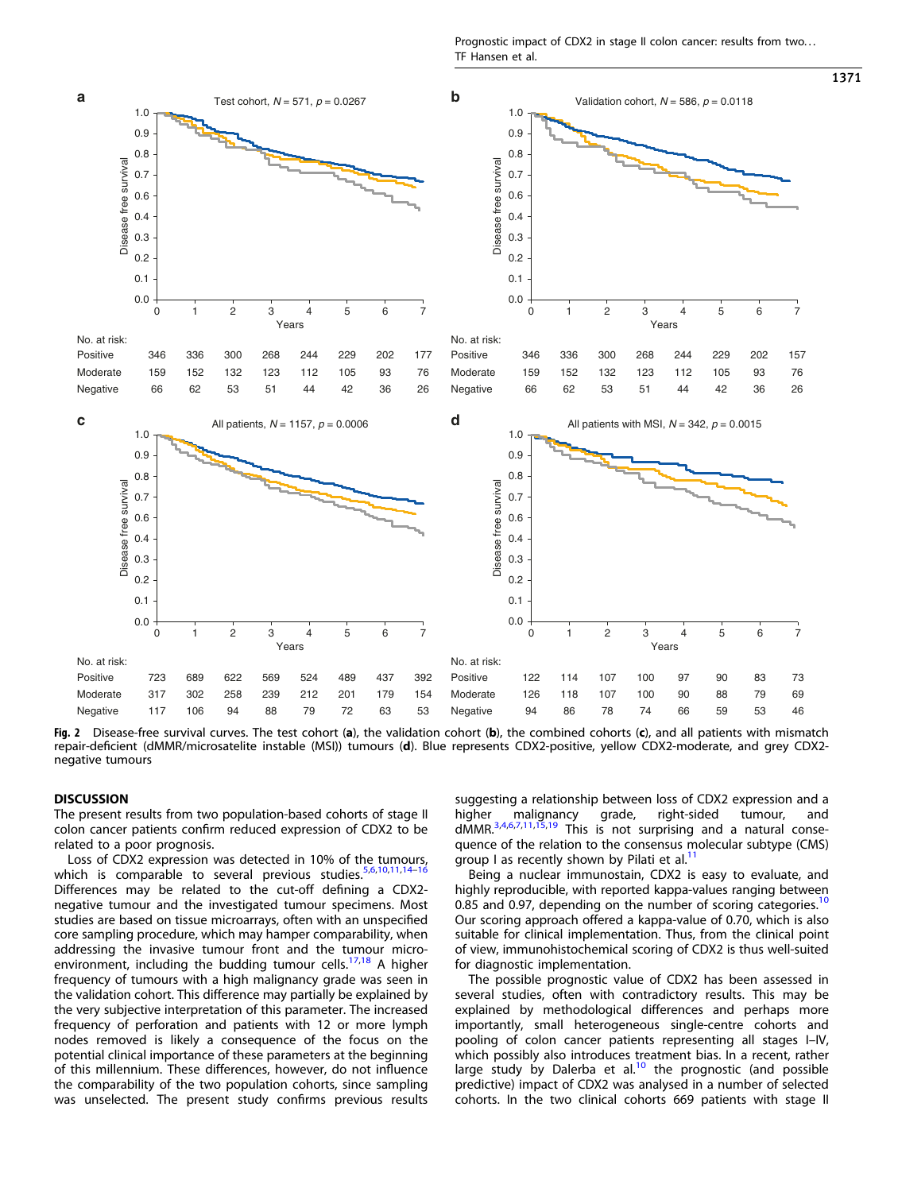No. at risk:

| | 0 | 1 | 2 | 3 | 4 | 5 | 6 | 7 |
|---|---|---|---|---|---|---|---|---|
| Positive | 346 | 336 | 300 | 268 | 244 | 229 | 202 | 177 |
| Moderate | 159 | 152 | 132 | 123 | 112 | 105 | 93 | 76 |
| Negative | 66 | 62 | 53 | 51 | 44 | 42 | 36 | 26 |

No. at risk:

| | 0 | 1 | 2 | 3 | 4 | 5 | 6 | 7 |
|---|---|---|---|---|---|---|---|---|
| Positive | 346 | 336 | 300 | 268 | 244 | 229 | 202 | 157 |
| Moderate | 159 | 152 | 132 | 123 | 112 | 105 | 93 | 76 |
| Negative | 66 | 62 | 53 | 51 | 44 | 42 | 36 | 26 |

No. at risk:

| | 0 | 1 | 2 | 3 | 4 | 5 | 6 | 7 |
|---|---|---|---|---|---|---|---|---|
| Positive | 723 | 689 | 622 | 569 | 524 | 489 | 437 | 392 |
| Moderate | 317 | 302 | 258 | 239 | 212 | 201 | 179 | 154 |
| Negative | 117 | 106 | 94 | 88 | 79 | 72 | 63 | 53 |

No. at risk:

| | 0 | 1 | 2 | 3 | 4 | 5 | 6 | 7 |
|---|---|---|---|---|---|---|---|---|
| Positive | 122 | 114 | 107 | 100 | 97 | 90 | 83 | 73 |
| Moderate | 126 | 118 | 107 | 100 | 90 | 88 | 79 | 69 |
| Negative | 94 | 86 | 78 | 74 | 66 | 59 | 53 | 46 |

**Fig. 2** Disease-free survival curves. The test cohort (**a**), the validation cohort (**b**), the combined cohorts (**c**), and all patients with mismatch repair-deficient (dMMR/microsatelite instable (MSI)) tumours (**d**). Blue represents CDX2-positive, yellow CDX2-moderate, and grey CDX2-negative tumours

## DISCUSSION

The present results from two population-based cohorts of stage II colon cancer patients confirm reduced expression of CDX2 to be related to a poor prognosis.

Loss of CDX2 expression was detected in 10% of the tumours, which is comparable to several previous studies.[5,6,10,11,14–16] Differences may be related to the cut-off defining a CDX2-negative tumour and the investigated tumour specimens. Most studies are based on tissue microarrays, often with an unspecified core sampling procedure, which may hamper comparability, when addressing the invasive tumour front and the tumour micro-environment, including the budding tumour cells.[17,18] A higher frequency of tumours with a high malignancy grade was seen in the validation cohort. This difference may partially be explained by the very subjective interpretation of this parameter. The increased frequency of perforation and patients with 12 or more lymph nodes removed is likely a consequence of the focus on the potential clinical importance of these parameters at the beginning of this millennium. These differences, however, do not influence the comparability of the two population cohorts, since sampling was unselected. The present study confirms previous results suggesting a relationship between loss of CDX2 expression and a higher malignancy grade, right-sided tumour, and dMMR.[3,4,6,7,11,15,19] This is not surprising and a natural consequence of the relation to the consensus molecular subtype (CMS) group I as recently shown by Pilati et al.[11]

Being a nuclear immunostain, CDX2 is easy to evaluate, and highly reproducible, with reported kappa-values ranging between 0.85 and 0.97, depending on the number of scoring categories.[10] Our scoring approach offered a kappa-value of 0.70, which is also suitable for clinical implementation. Thus, from the clinical point of view, immunohistochemical scoring of CDX2 is thus well-suited for diagnostic implementation.

The possible prognostic value of CDX2 has been assessed in several studies, often with contradictory results. This may be explained by methodological differences and perhaps more importantly, small heterogeneous single-centre cohorts and pooling of colon cancer patients representing all stages I–IV, which possibly also introduces treatment bias. In a recent, rather large study by Dalerba et al.[10] the prognostic (and possible predictive) impact of CDX2 was analysed in a number of selected cohorts. In the two clinical cohorts 669 patients with stage II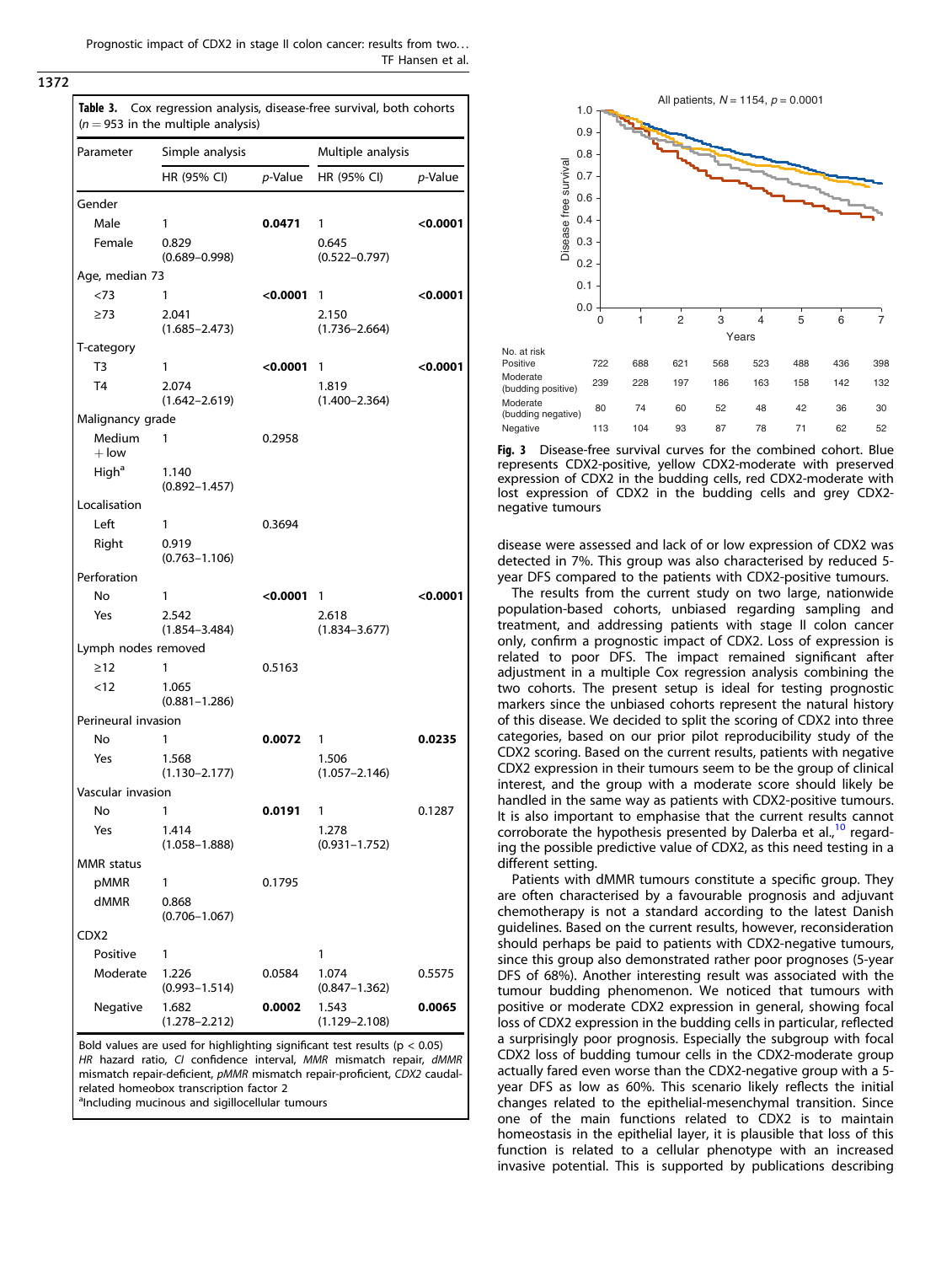**Table 3.** Cox regression analysis, disease-free survival, both cohorts ($n = 953$ in the multiple analysis)

| Parameter | Simple analysis | | Multiple analysis | |
|---|---|---|---|---|
| | HR (95% CI) | *p*-Value | HR (95% CI) | *p*-Value |
| Gender | | | | |
| Male | 1 | **0.0471** | 1 | **<0.0001** |
| Female | 0.829 (0.689–0.998) | | 0.645 (0.522–0.797) | |
| Age, median 73 | | | | |
| <73 | 1 | **<0.0001** | 1 | **<0.0001** |
| ≥73 | 2.041 (1.685–2.473) | | 2.150 (1.736–2.664) | |
| T-category | | | | |
| T3 | 1 | **<0.0001** | 1 | **<0.0001** |
| T4 | 2.074 (1.642–2.619) | | 1.819 (1.400–2.364) | |
| Malignancy grade | | | | |
| Medium + low | 1 | 0.2958 | | |
| High[a] | 1.140 (0.892–1.457) | | | |
| Localisation | | | | |
| Left | 1 | 0.3694 | | |
| Right | 0.919 (0.763–1.106) | | | |
| Perforation | | | | |
| No | 1 | **<0.0001** | 1 | **<0.0001** |
| Yes | 2.542 (1.854–3.484) | | 2.618 (1.834–3.677) | |
| Lymph nodes removed | | | | |
| ≥12 | 1 | 0.5163 | | |
| <12 | 1.065 (0.881–1.286) | | | |
| Perineural invasion | | | | |
| No | 1 | **0.0072** | 1 | **0.0235** |
| Yes | 1.568 (1.130–2.177) | | 1.506 (1.057–2.146) | |
| Vascular invasion | | | | |
| No | 1 | **0.0191** | 1 | 0.1287 |
| Yes | 1.414 (1.058–1.888) | | 1.278 (0.931–1.752) | |
| MMR status | | | | |
| pMMR | 1 | 0.1795 | | |
| dMMR | 0.868 (0.706–1.067) | | | |
| CDX2 | | | | |
| Positive | 1 | | 1 | |
| Moderate | 1.226 (0.993–1.514) | 0.0584 | 1.074 (0.847–1.362) | 0.5575 |
| Negative | 1.682 (1.278–2.212) | **0.0002** | 1.543 (1.129–2.108) | **0.0065** |

Bold values are used for highlighting significant test results ($p < 0.05$)
*HR* hazard ratio, *CI* confidence interval, *MMR* mismatch repair, *dMMR* mismatch repair-deficient, *pMMR* mismatch repair-proficient, *CDX2* caudal-related homeobox transcription factor 2
[a]Including mucinous and sigillocellular tumours

All patients, $N = 1154$, $p = 0.0001$

| No. at risk | 0 | 1 | 2 | 3 | 4 | 5 | 6 | 7 |
|---|---|---|---|---|---|---|---|---|
| Positive | 722 | 688 | 621 | 568 | 523 | 488 | 436 | 398 |
| Moderate (budding positive) | 239 | 228 | 197 | 186 | 163 | 158 | 142 | 132 |
| Moderate (budding negative) | 80 | 74 | 60 | 52 | 48 | 42 | 36 | 30 |
| Negative | 113 | 104 | 93 | 87 | 78 | 71 | 62 | 52 |

**Fig. 3** Disease-free survival curves for the combined cohort. Blue represents CDX2-positive, yellow CDX2-moderate with preserved expression of CDX2 in the budding cells, red CDX2-moderate with lost expression of CDX2 in the budding cells and grey CDX2-negative tumours

disease were assessed and lack of or low expression of CDX2 was detected in 7%. This group was also characterised by reduced 5-year DFS compared to the patients with CDX2-positive tumours.

The results from the current study on two large, nationwide population-based cohorts, unbiased regarding sampling and treatment, and addressing patients with stage II colon cancer only, confirm a prognostic impact of CDX2. Loss of expression is related to poor DFS. The impact remained significant after adjustment in a multiple Cox regression analysis combining the two cohorts. The present setup is ideal for testing prognostic markers since the unbiased cohorts represent the natural history of this disease. We decided to split the scoring of CDX2 into three categories, based on our prior pilot reproducibility study of the CDX2 scoring. Based on the current results, patients with negative CDX2 expression in their tumours seem to be the group of clinical interest, and the group with a moderate score should likely be handled in the same way as patients with CDX2-positive tumours. It is also important to emphasise that the current results cannot corroborate the hypothesis presented by Dalerba et al.,[10] regarding the possible predictive value of CDX2, as this need testing in a different setting.

Patients with dMMR tumours constitute a specific group. They are often characterised by a favourable prognosis and adjuvant chemotherapy is not a standard according to the latest Danish guidelines. Based on the current results, however, reconsideration should perhaps be paid to patients with CDX2-negative tumours, since this group also demonstrated rather poor prognoses (5-year DFS of 68%). Another interesting result was associated with the tumour budding phenomenon. We noticed that tumours with positive or moderate CDX2 expression in general, showing focal loss of CDX2 expression in the budding cells in particular, reflected a surprisingly poor prognosis. Especially the subgroup with focal CDX2 loss of budding tumour cells in the CDX2-moderate group actually fared even worse than the CDX2-negative group with a 5-year DFS as low as 60%. This scenario likely reflects the initial changes related to the epithelial-mesenchymal transition. Since one of the main functions related to CDX2 is to maintain homeostasis in the epithelial layer, it is plausible that loss of this function is related to a cellular phenotype with an increased invasive potential. This is supported by publications describing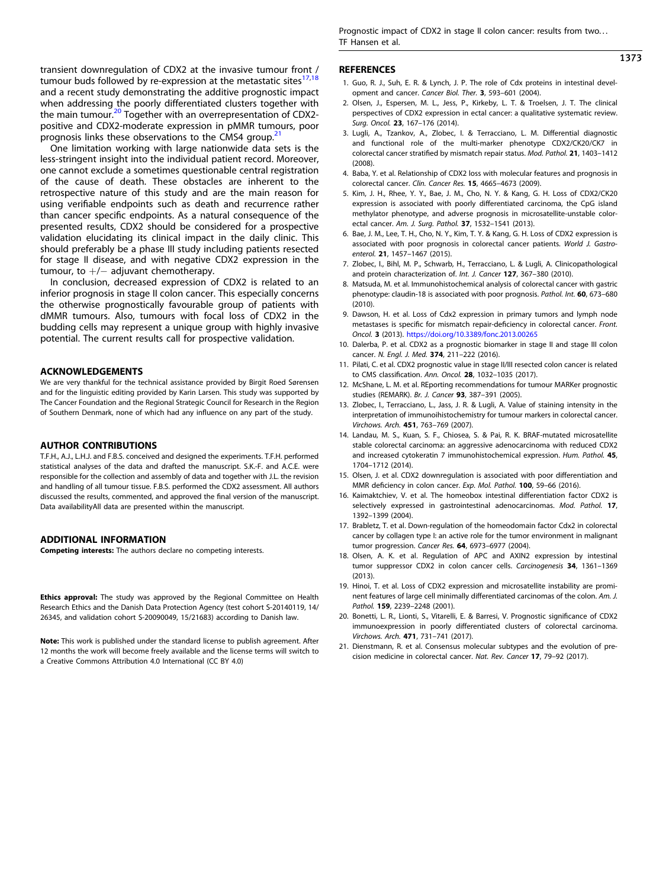transient downregulation of CDX2 at the invasive tumour front / tumour buds followed by re-expression at the metastatic sites[17,18] and a recent study demonstrating the additive prognostic impact when addressing the poorly differentiated clusters together with the main tumour.[20] Together with an overrepresentation of CDX2-positive and CDX2-moderate expression in pMMR tumours, poor prognosis links these observations to the CMS4 group.[21]

One limitation working with large nationwide data sets is the less-stringent insight into the individual patient record. Moreover, one cannot exclude a sometimes questionable central registration of the cause of death. These obstacles are inherent to the retrospective nature of this study and are the main reason for using verifiable endpoints such as death and recurrence rather than cancer specific endpoints. As a natural consequence of the presented results, CDX2 should be considered for a prospective validation elucidating its clinical impact in the daily clinic. This should preferably be a phase III study including patients resected for stage II disease, and with negative CDX2 expression in the tumour, to +/− adjuvant chemotherapy.

In conclusion, decreased expression of CDX2 is related to an inferior prognosis in stage II colon cancer. This especially concerns the otherwise prognostically favourable group of patients with dMMR tumours. Also, tumours with focal loss of CDX2 in the budding cells may represent a unique group with highly invasive potential. The current results call for prospective validation.

## ACKNOWLEDGEMENTS

We are very thankful for the technical assistance provided by Birgit Roed Sørensen and for the linguistic editing provided by Karin Larsen. This study was supported by The Cancer Foundation and the Regional Strategic Council for Research in the Region of Southern Denmark, none of which had any influence on any part of the study.

## AUTHOR CONTRIBUTIONS

T.F.H., A.J., L.H.J. and F.B.S. conceived and designed the experiments. T.F.H. performed statistical analyses of the data and drafted the manuscript. S.K.-F. and A.C.E. were responsible for the collection and assembly of data and together with J.L. the revision and handling of all tumour tissue. F.B.S. performed the CDX2 assessment. All authors discussed the results, commented, and approved the final version of the manuscript. Data availabilityAll data are presented within the manuscript.

## ADDITIONAL INFORMATION

**Competing interests:** The authors declare no competing interests.

**Ethics approval:** The study was approved by the Regional Committee on Health Research Ethics and the Danish Data Protection Agency (test cohort S-20140119, 14/26345, and validation cohort S-20090049, 15/21683) according to Danish law.

**Note:** This work is published under the standard license to publish agreement. After 12 months the work will become freely available and the license terms will switch to a Creative Commons Attribution 4.0 International (CC BY 4.0)

## REFERENCES

1. Guo, R. J., Suh, E. R. & Lynch, J. P. The role of Cdx proteins in intestinal development and cancer. *Cancer Biol. Ther.* **3**, 593–601 (2004).
2. Olsen, J., Espersen, M. L., Jess, P., Kirkeby, L. T. & Troelsen, J. T. The clinical perspectives of CDX2 expression in ectal cancer: a qualitative systematic review. *Surg. Oncol.* **23**, 167–176 (2014).
3. Lugli, A., Tzankov, A., Zlobec, I. & Terracciano, L. M. Differential diagnostic and functional role of the multi-marker phenotype CDX2/CK20/CK7 in colorectal cancer stratified by mismatch repair status. *Mod. Pathol.* **21**, 1403–1412 (2008).
4. Baba, Y. et al. Relationship of CDX2 loss with molecular features and prognosis in colorectal cancer. *Clin. Cancer Res.* **15**, 4665–4673 (2009).
5. Kim, J. H., Rhee, Y. Y., Bae, J. M., Cho, N. Y. & Kang, G. H. Loss of CDX2/CK20 expression is associated with poorly differentiated carcinoma, the CpG island methylator phenotype, and adverse prognosis in microsatellite-unstable colorectal cancer. *Am. J. Surg. Pathol.* **37**, 1532–1541 (2013).
6. Bae, J. M., Lee, T. H., Cho, N. Y., Kim, T. Y. & Kang, G. H. Loss of CDX2 expression is associated with poor prognosis in colorectal cancer patients. *World J. Gastroenterol.* **21**, 1457–1467 (2015).
7. Zlobec, I., Bihl, M. P., Schwarb, H., Terracciano, L. & Lugli, A. Clinicopathological and protein characterization of. *Int. J. Cancer* **127**, 367–380 (2010).
8. Matsuda, M. et al. Immunohistochemical analysis of colorectal cancer with gastric phenotype: claudin-18 is associated with poor prognosis. *Pathol. Int.* **60**, 673–680 (2010).
9. Dawson, H. et al. Loss of Cdx2 expression in primary tumors and lymph node metastases is specific for mismatch repair-deficiency in colorectal cancer. *Front. Oncol.* **3** (2013). https://doi.org/10.3389/fonc.2013.00265
10. Dalerba, P. et al. CDX2 as a prognostic biomarker in stage II and stage III colon cancer. *N. Engl. J. Med.* **374**, 211–222 (2016).
11. Pilati, C. et al. CDX2 prognostic value in stage II/III resected colon cancer is related to CMS classification. *Ann. Oncol.* **28**, 1032–1035 (2017).
12. McShane, L. M. et al. REporting recommendations for tumour MARKer prognostic studies (REMARK). *Br. J. Cancer* **93**, 387–391 (2005).
13. Zlobec, I., Terracciano, L., Jass, J. R. & Lugli, A. Value of staining intensity in the interpretation of immunohistochemistry for tumour markers in colorectal cancer. *Virchows. Arch.* **451**, 763–769 (2007).
14. Landau, M. S., Kuan, S. F., Chiosea, S. & Pai, R. K. BRAF-mutated microsatellite stable colorectal carcinoma: an aggressive adenocarcinoma with reduced CDX2 and increased cytokeratin 7 immunohistochemical expression. *Hum. Pathol.* **45**, 1704–1712 (2014).
15. Olsen, J. et al. CDX2 downregulation is associated with poor differentiation and MMR deficiency in colon cancer. *Exp. Mol. Pathol.* **100**, 59–66 (2016).
16. Kaimaktchiev, V. et al. The homeobox intestinal differentiation factor CDX2 is selectively expressed in gastrointestinal adenocarcinomas. *Mod. Pathol.* **17**, 1392–1399 (2004).
17. Brabletz, T. et al. Down-regulation of the homeodomain factor Cdx2 in colorectal cancer by collagen type I: an active role for the tumor environment in malignant tumor progression. *Cancer Res.* **64**, 6973–6977 (2004).
18. Olsen, A. K. et al. Regulation of APC and AXIN2 expression by intestinal tumor suppressor CDX2 in colon cancer cells. *Carcinogenesis* **34**, 1361–1369 (2013).
19. Hinoi, T. et al. Loss of CDX2 expression and microsatellite instability are prominent features of large cell minimally differentiated carcinomas of the colon. *Am. J. Pathol.* **159**, 2239–2248 (2001).
20. Bonetti, L. R., Lionti, S., Vitarelli, E. & Barresi, V. Prognostic significance of CDX2 immunoexpression in poorly differentiated clusters of colorectal carcinoma. *Virchows. Arch.* **471**, 731–741 (2017).
21. Dienstmann, R. et al. Consensus molecular subtypes and the evolution of precision medicine in colorectal cancer. *Nat. Rev. Cancer* **17**, 79–92 (2017).